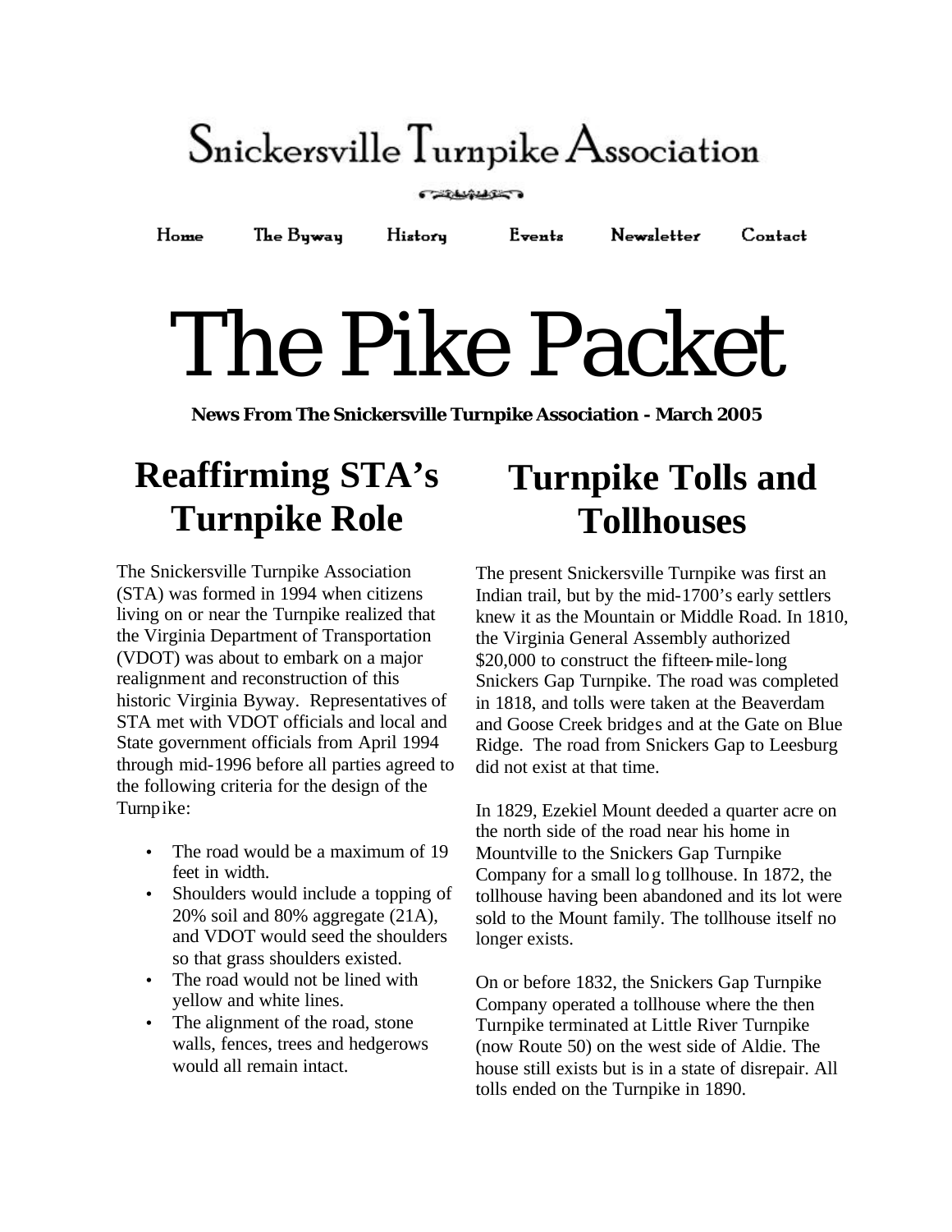# Snickersville Turnpike Association

Home The Byway History Events Newsletter Contact

# The Pike Packet

**News From The Snickersville Turnpike Association - March 2005**

## Reaffirming STA's Turnpike Role

The Snickersville Turnpike Association (STA) was formed in 1994 when citizens living on or near the Turnpike realized that the Virginia Department of Transportation (VDOT) was about to embark on a major realignment and reconstruction of this historic Virginia Byway. Representatives of STA met with VDOT officials and local and State government officials from April 1994 through mid-1996 before all parties agreed to the following criteria for the design of the Turnpike:

- The road would be a maximum of 19 feet in width.
- Shoulders would include a topping of 20% soil and 80% aggregate (21A), and VDOT would seed the shoulders so that grass shoulders existed.
- The road would not be lined with yellow and white lines.
- The alignment of the road, stone walls, fences, trees and hedgerows would all remain intact.

## Turnpike Tolls and Tollhouses

The present Snickersville Turnpike was first an Indian trail, but by the mid-1700's early settlers knew it as the Mountain or Middle Road. In 1810, the Virginia General Assembly authorized $20,000 to construct the fifteen-mile-long Snickers Gap Turnpike. The road was completed in 1818, and tolls were taken at the Beaverdam and Goose Creek bridges and at the Gate on Blue Ridge. The road from Snickers Gap to Leesburg did not exist at that time.

In 1829, Ezekiel Mount deeded a quarter acre on the north side of the road near his home in Mountville to the Snickers Gap Turnpike Company for a small log tollhouse. In 1872, the tollhouse having been abandoned and its lot were sold to the Mount family. The tollhouse itself no longer exists.

On or before 1832, the Snickers Gap Turnpike Company operated a tollhouse where the then Turnpike terminated at Little River Turnpike (now Route 50) on the west side of Aldie. The house still exists but is in a state of disrepair. All tolls ended on the Turnpike in 1890.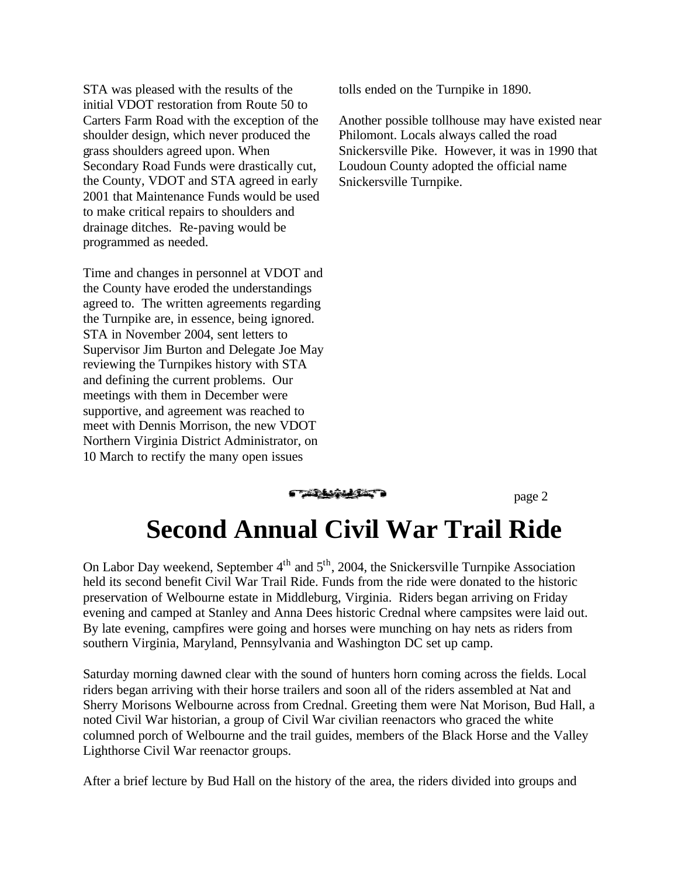STA was pleased with the results of the initial VDOT restoration from Route 50 to Carters Farm Road with the exception of the shoulder design, which never produced the grass shoulders agreed upon. When Secondary Road Funds were drastically cut, the County, VDOT and STA agreed in early 2001 that Maintenance Funds would be used to make critical repairs to shoulders and drainage ditches. Re-paving would be programmed as needed.

Time and changes in personnel at VDOT and the County have eroded the understandings agreed to. The written agreements regarding the Turnpike are, in essence, being ignored. STA in November 2004, sent letters to Supervisor Jim Burton and Delegate Joe May reviewing the Turnpikes history with STA and defining the current problems. Our meetings with them in December were supportive, and agreement was reached to meet with Dennis Morrison, the new VDOT Northern Virginia District Administrator, on 10 March to rectify the many open issues

tolls ended on the Turnpike in 1890.

Another possible tollhouse may have existed near Philomont. Locals always called the road Snickersville Pike. However, it was in 1990 that Loudoun County adopted the official name Snickersville Turnpike.

# Second Annual Civil War Trail Ride

On Labor Day weekend, September 4th and 5th, 2004, the Snickersville Turnpike Association held its second benefit Civil War Trail Ride. Funds from the ride were donated to the historic preservation of Welbourne estate in Middleburg, Virginia. Riders began arriving on Friday evening and camped at Stanley and Anna Dees historic Crednal where campsites were laid out. By late evening, campfires were going and horses were munching on hay nets as riders from southern Virginia, Maryland, Pennsylvania and Washington DC set up camp.

Saturday morning dawned clear with the sound of hunters horn coming across the fields. Local riders began arriving with their horse trailers and soon all of the riders assembled at Nat and Sherry Morisons Welbourne across from Crednal. Greeting them were Nat Morison, Bud Hall, a noted Civil War historian, a group of Civil War civilian reenactors who graced the white columned porch of Welbourne and the trail guides, members of the Black Horse and the Valley Lighthorse Civil War reenactor groups.

After a brief lecture by Bud Hall on the history of the area, the riders divided into groups and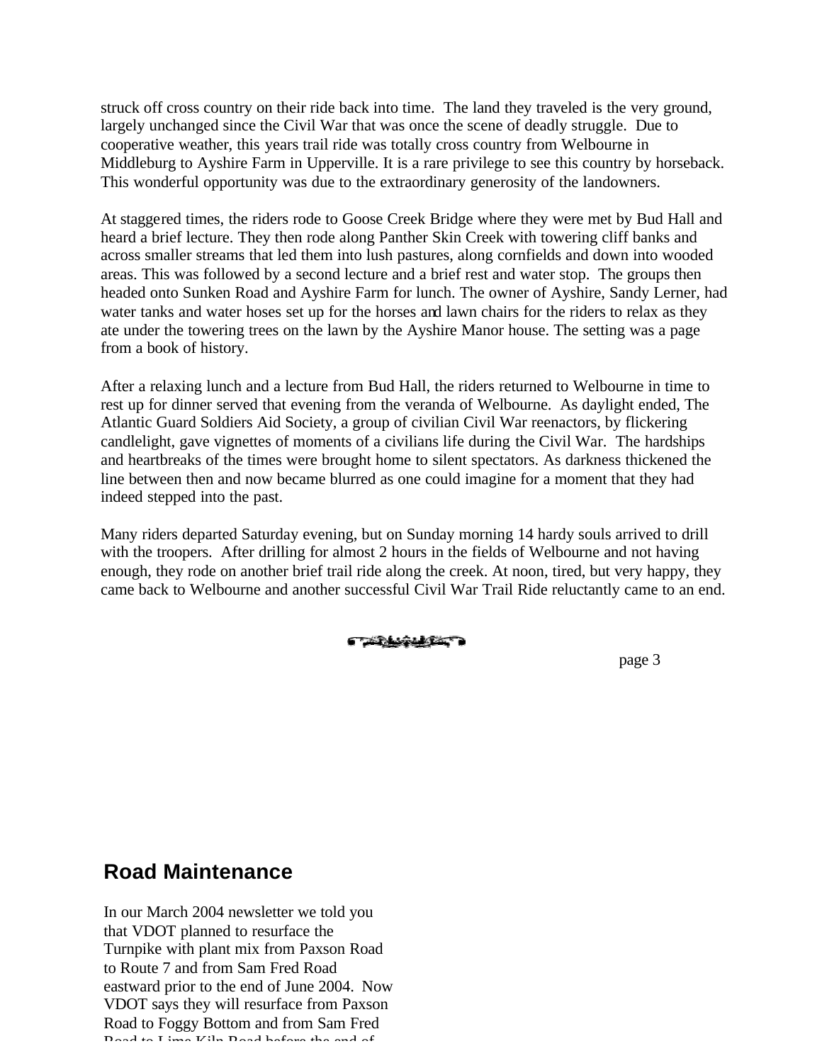struck off cross country on their ride back into time. The land they traveled is the very ground, largely unchanged since the Civil War that was once the scene of deadly struggle. Due to cooperative weather, this years trail ride was totally cross country from Welbourne in Middleburg to Ayshire Farm in Upperville. It is a rare privilege to see this country by horseback. This wonderful opportunity was due to the extraordinary generosity of the landowners.

At staggered times, the riders rode to Goose Creek Bridge where they were met by Bud Hall and heard a brief lecture. They then rode along Panther Skin Creek with towering cliff banks and across smaller streams that led them into lush pastures, along cornfields and down into wooded areas. This was followed by a second lecture and a brief rest and water stop. The groups then headed onto Sunken Road and Ayshire Farm for lunch. The owner of Ayshire, Sandy Lerner, had water tanks and water hoses set up for the horses and lawn chairs for the riders to relax as they ate under the towering trees on the lawn by the Ayshire Manor house. The setting was a page from a book of history.

After a relaxing lunch and a lecture from Bud Hall, the riders returned to Welbourne in time to rest up for dinner served that evening from the veranda of Welbourne. As daylight ended, The Atlantic Guard Soldiers Aid Society, a group of civilian Civil War reenactors, by flickering candlelight, gave vignettes of moments of a civilians life during the Civil War. The hardships and heartbreaks of the times were brought home to silent spectators. As darkness thickened the line between then and now became blurred as one could imagine for a moment that they had indeed stepped into the past.

Many riders departed Saturday evening, but on Sunday morning 14 hardy souls arrived to drill with the troopers. After drilling for almost 2 hours in the fields of Welbourne and not having enough, they rode on another brief trail ride along the creek. At noon, tired, but very happy, they came back to Welbourne and another successful Civil War Trail Ride reluctantly came to an end.

## Road Maintenance

In our March 2004 newsletter we told you that VDOT planned to resurface the Turnpike with plant mix from Paxson Road to Route 7 and from Sam Fred Road eastward prior to the end of June 2004. Now VDOT says they will resurface from Paxson Road to Foggy Bottom and from Sam Fred Road to Lime Kiln Road before the end of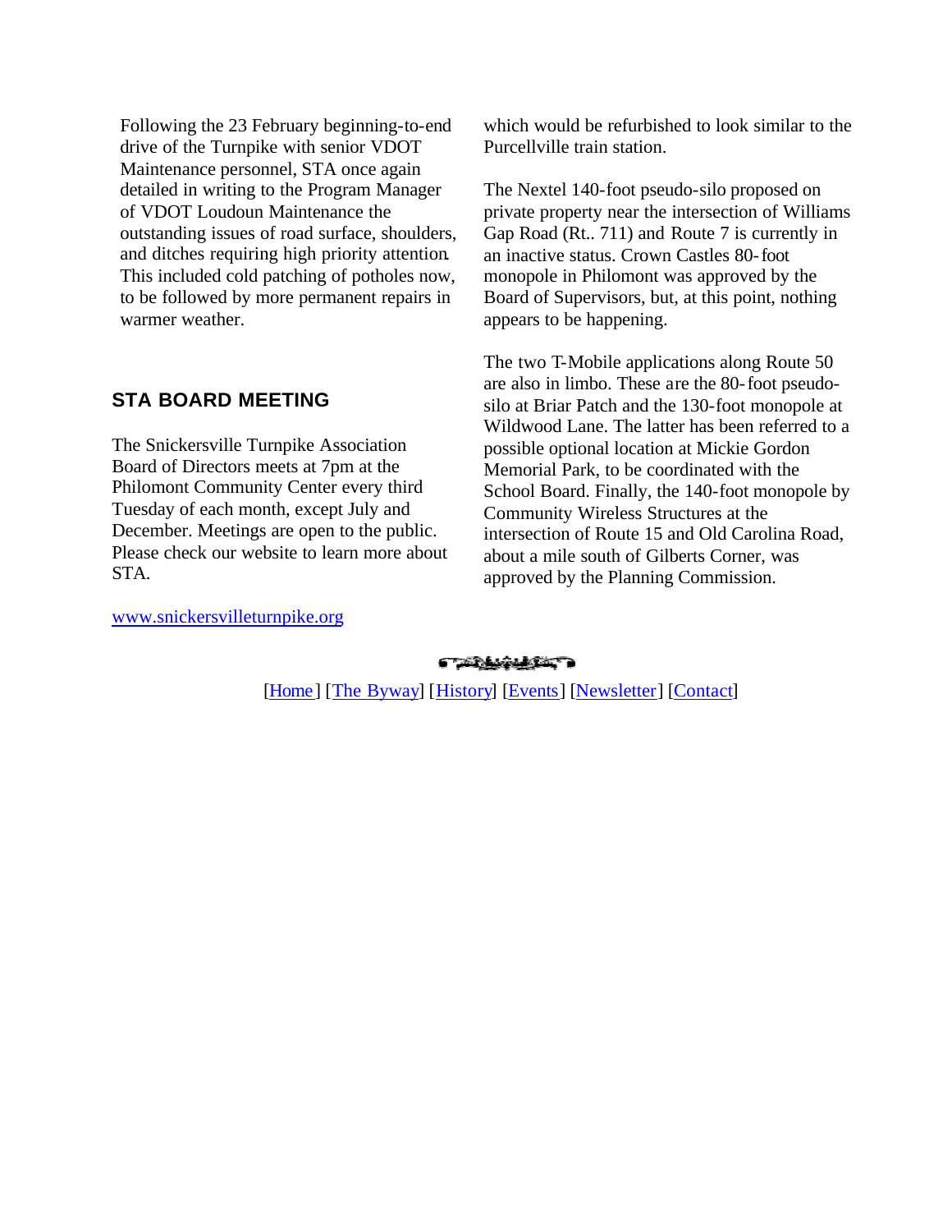Following the 23 February beginning-to-end drive of the Turnpike with senior VDOT Maintenance personnel, STA once again detailed in writing to the Program Manager of VDOT Loudoun Maintenance the outstanding issues of road surface, shoulders, and ditches requiring high priority attention. This included cold patching of potholes now, to be followed by more permanent repairs in warmer weather.

## STA BOARD MEETING

The Snickersville Turnpike Association Board of Directors meets at 7pm at the Philomont Community Center every third Tuesday of each month, except July and December. Meetings are open to the public. Please check our website to learn more about STA.

[www.snickersvilleturnpike.org](http://www.snickersvilleturnpike.org)

which would be refurbished to look similar to the Purcellville train station.

The Nextel 140-foot pseudo-silo proposed on private property near the intersection of Williams Gap Road (Rt.. 711) and Route 7 is currently in an inactive status. Crown Castles 80-foot monopole in Philomont was approved by the Board of Supervisors, but, at this point, nothing appears to be happening.

The two T-Mobile applications along Route 50 are also in limbo. These are the 80-foot pseudo-silo at Briar Patch and the 130-foot monopole at Wildwood Lane. The latter has been referred to a possible optional location at Mickie Gordon Memorial Park, to be coordinated with the School Board. Finally, the 140-foot monopole by Community Wireless Structures at the intersection of Route 15 and Old Carolina Road, about a mile south of Gilberts Corner, was approved by the Planning Commission.

[Home] [The Byway] [History] [Events] [Newsletter] [Contact]